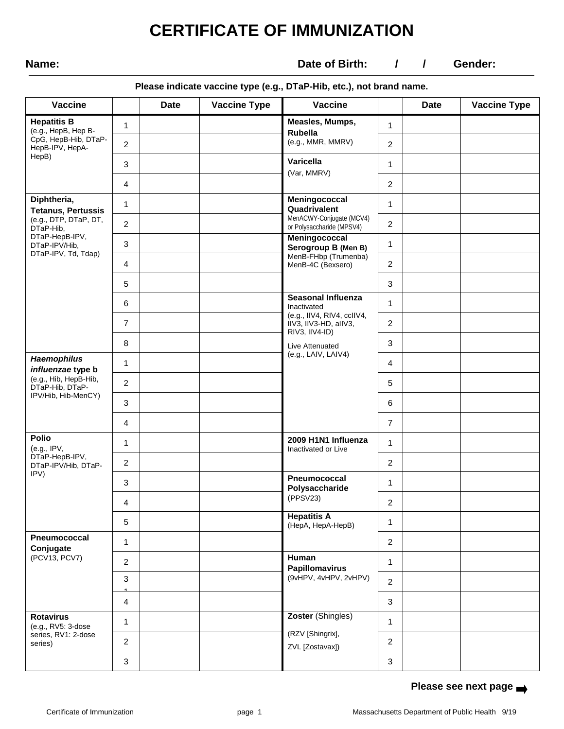# CERTIFICATE OF IMMUNIZATION

**Name:** **Date of Birth:** / / **Gender:**

**Please indicate vaccine type (e.g., DTaP-Hib, etc.), not brand name.**

| Vaccine | | Date | Vaccine Type | Vaccine | | Date | Vaccine Type |
|---|---|---|---|---|---|---|---|
| **Hepatitis B** (e.g., HepB, Hep B-CpG, HepB-Hib, DTaP-HepB-IPV, HepA-HepB) | 1 | | | **Measles, Mumps, Rubella** (e.g., MMR, MMRV) | 1 | | |
| | 2 | | | | 2 | | |
| | 3 | | | **Varicella** (Var, MMRV) | 1 | | |
| | 4 | | | | 2 | | |
| **Diphtheria, Tetanus, Pertussis** (e.g., DTP, DTaP, DT, DTaP-Hib, DTaP-HepB-IPV, DTaP-IPV/Hib, DTaP-IPV, Td, Tdap) | 1 | | | **Meningococcal Quadrivalent** MenACWY-Conjugate (MCV4) or Polysaccharide (MPSV4) | 1 | | |
| | 2 | | | | 2 | | |
| | 3 | | | **Meningococcal Serogroup B (Men B)** MenB-FHbp (Trumenba) MenB-4C (Bexsero) | 1 | | |
| | 4 | | | | 2 | | |
| | 5 | | | | 3 | | |
| | 6 | | | **Seasonal Influenza** Inactivated (e.g., IIV4, RIV4, ccIIV4, IIV3, IIV3-HD, aIIV3, RIV3, IIV4-ID) Live Attenuated (e.g., LAIV, LAIV4) | 1 | | |
| | 7 | | | | 2 | | |
| | 8 | | | | 3 | | |
| ***Haemophilus influenzae* type b** (e.g., Hib, HepB-Hib, DTaP-Hib, DTaP-IPV/Hib, Hib-MenCY) | 1 | | | | 4 | | |
| | 2 | | | | 5 | | |
| | 3 | | | | 6 | | |
| | 4 | | | | 7 | | |
| **Polio** (e.g., IPV, DTaP-HepB-IPV, DTaP-IPV/Hib, DTaP-IPV) | 1 | | | **2009 H1N1 Influenza** Inactivated or Live | 1 | | |
| | 2 | | | | 2 | | |
| | 3 | | | **Pneumococcal Polysaccharide** (PPSV23) | 1 | | |
| | 4 | | | | 2 | | |
| | 5 | | | **Hepatitis A** (HepA, HepA-HepB) | 1 | | |
| **Pneumococcal Conjugate** (PCV13, PCV7) | 1 | | | | 2 | | |
| | 2 | | | **Human Papillomavirus** (9vHPV, 4vHPV, 2vHPV) | 1 | | |
| | 3 | | | | 2 | | |
| | 4 | | | | 3 | | |
| **Rotavirus** (e.g., RV5: 3-dose series, RV1: 2-dose series) | 1 | | | **Zoster** (Shingles) (RZV [Shingrix], ZVL [Zostavax]) | 1 | | |
| | 2 | | | | 2 | | |
| | 3 | | | | 3 | | |

**Please see next page ➡**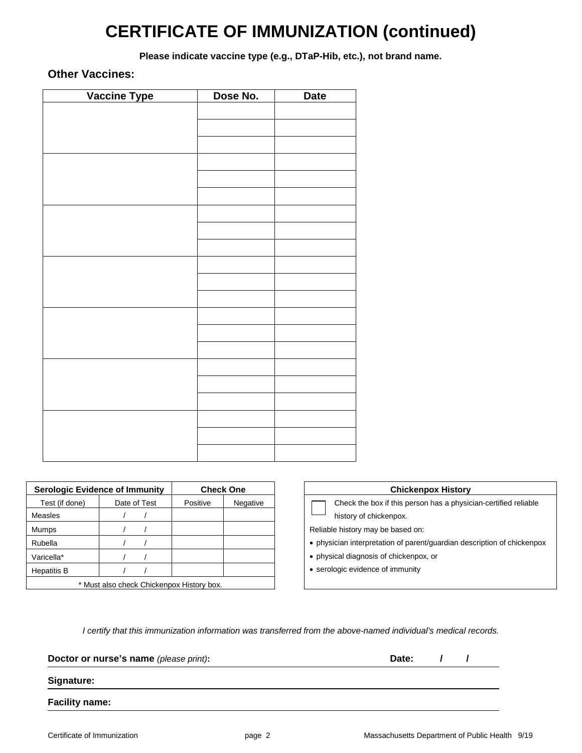# CERTIFICATE OF IMMUNIZATION (continued)

**Please indicate vaccine type (e.g., DTaP-Hib, etc.), not brand name.**

## Other Vaccines:

| Vaccine Type | Dose No. | Date |
|---|---|---|
| | | |
| | | |
| | | |
| | | |
| | | |
| | | |
| | | |
| | | |
| | | |
| | | |
| | | |
| | | |
| | | |
| | | |
| | | |
| | | |
| | | |
| | | |
| | | |
| | | |
| | | |

| Serologic Evidence of Immunity | | Check One | |
|---|---|---|---|
| Test (if done) | Date of Test | Positive | Negative |
| Measles | / / | | |
| Mumps | / / | | |
| Rubella | / / | | |
| Varicella* | / / | | |
| Hepatitis B | / / | | |

\* Must also check Chickenpox History box.

| Chickenpox History |
|---|
| ☐ Check the box if this person has a physician-certified reliable history of chickenpox. |
| Reliable history may be based on: |
| • physician interpretation of parent/guardian description of chickenpox |
| • physical diagnosis of chickenpox, or |
| • serologic evidence of immunity |

*I certify that this immunization information was transferred from the above-named individual's medical records.*

**Doctor or nurse's name** *(please print)***:** **Date:** / /

**Signature:**

**Facility name:**